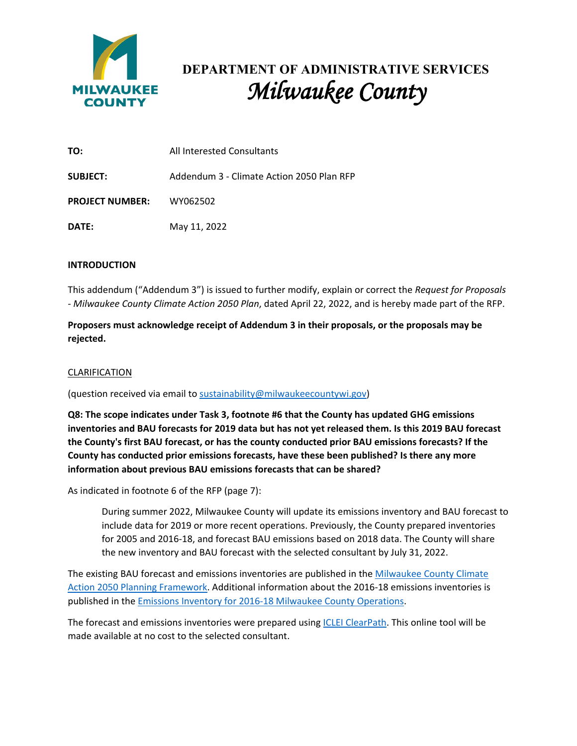# DEPARTMENT OF ADMINISTRATIVE SERVICES
## *Milwaukee County*

| | |
|---|---|
| **TO:** | All Interested Consultants |
| **SUBJECT:** | Addendum 3 - Climate Action 2050 Plan RFP |
| **PROJECT NUMBER:** | WY062502 |
| **DATE:** | May 11, 2022 |

**INTRODUCTION**

This addendum ("Addendum 3") is issued to further modify, explain or correct the *Request for Proposals - Milwaukee County Climate Action 2050 Plan*, dated April 22, 2022, and is hereby made part of the RFP.

**Proposers must acknowledge receipt of Addendum 3 in their proposals, or the proposals may be rejected.**

CLARIFICATION

(question received via email to sustainability@milwaukeecountywi.gov)

**Q8: The scope indicates under Task 3, footnote #6 that the County has updated GHG emissions inventories and BAU forecasts for 2019 data but has not yet released them. Is this 2019 BAU forecast the County's first BAU forecast, or has the county conducted prior BAU emissions forecasts? If the County has conducted prior emissions forecasts, have these been published? Is there any more information about previous BAU emissions forecasts that can be shared?**

As indicated in footnote 6 of the RFP (page 7):

> During summer 2022, Milwaukee County will update its emissions inventory and BAU forecast to include data for 2019 or more recent operations. Previously, the County prepared inventories for 2005 and 2016-18, and forecast BAU emissions based on 2018 data. The County will share the new inventory and BAU forecast with the selected consultant by July 31, 2022.

The existing BAU forecast and emissions inventories are published in the Milwaukee County Climate Action 2050 Planning Framework. Additional information about the 2016-18 emissions inventories is published in the Emissions Inventory for 2016-18 Milwaukee County Operations.

The forecast and emissions inventories were prepared using ICLEI ClearPath. This online tool will be made available at no cost to the selected consultant.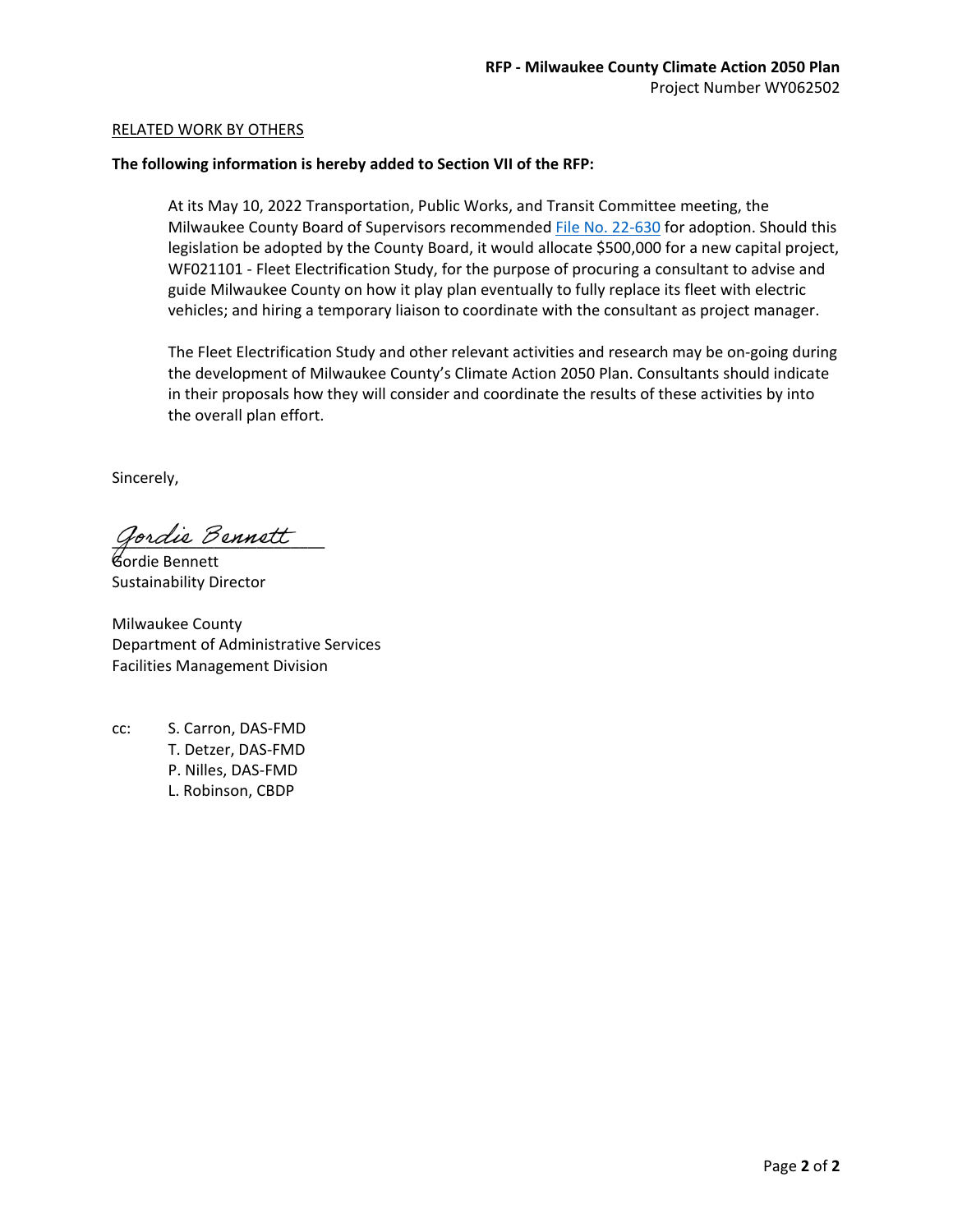RELATED WORK BY OTHERS

**The following information is hereby added to Section VII of the RFP:**

At its May 10, 2022 Transportation, Public Works, and Transit Committee meeting, the Milwaukee County Board of Supervisors recommended File No. 22-630 for adoption. Should this legislation be adopted by the County Board, it would allocate $500,000 for a new capital project, WF021101 - Fleet Electrification Study, for the purpose of procuring a consultant to advise and guide Milwaukee County on how it play plan eventually to fully replace its fleet with electric vehicles; and hiring a temporary liaison to coordinate with the consultant as project manager.

The Fleet Electrification Study and other relevant activities and research may be on-going during the development of Milwaukee County's Climate Action 2050 Plan. Consultants should indicate in their proposals how they will consider and coordinate the results of these activities by into the overall plan effort.

Sincerely,

*Gordie Bennett*

Gordie Bennett
Sustainability Director

Milwaukee County
Department of Administrative Services
Facilities Management Division

cc: S. Carron, DAS-FMD
T. Detzer, DAS-FMD
P. Nilles, DAS-FMD
L. Robinson, CBDP